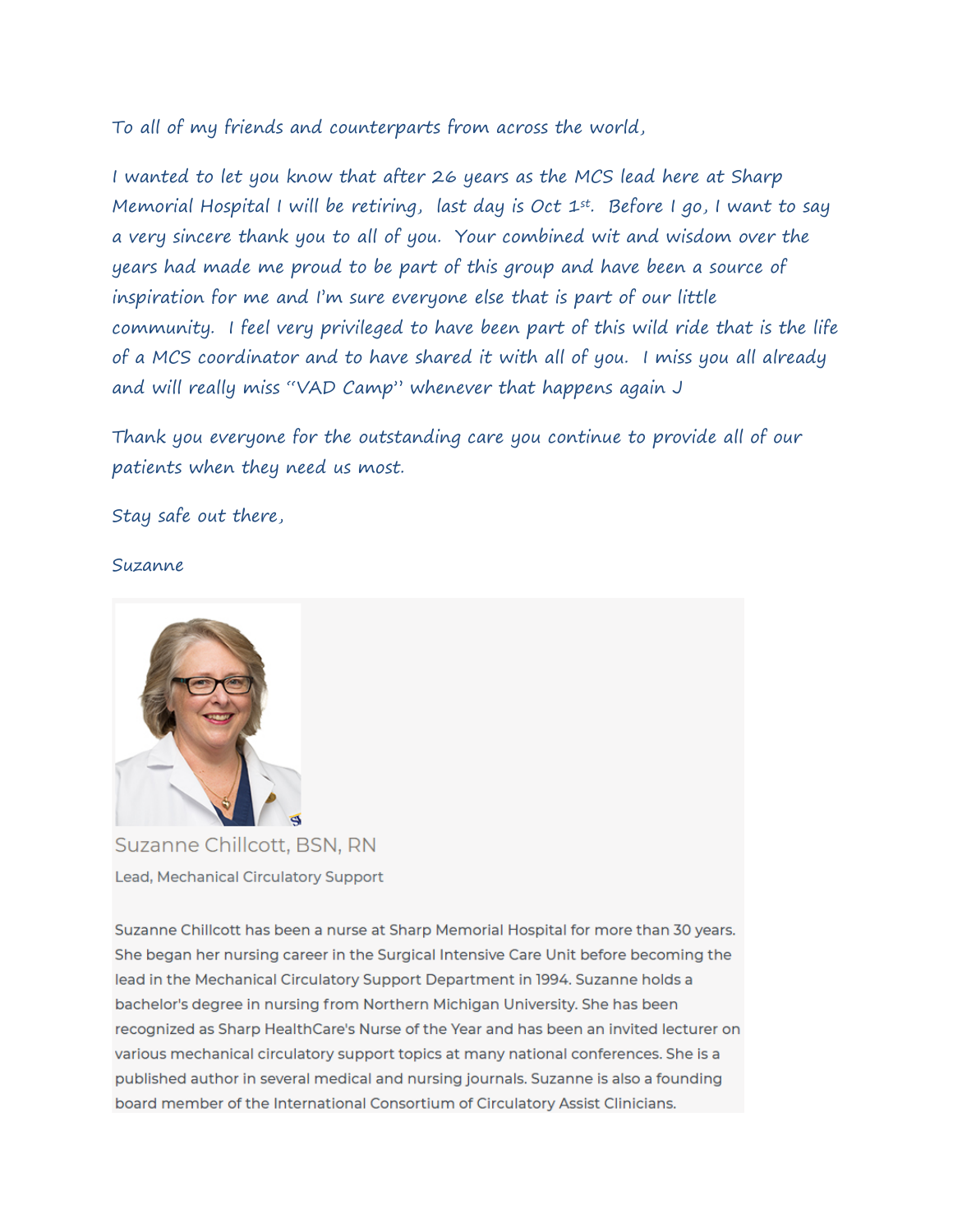To all of my friends and counterparts from across the world,

I wanted to let you know that after 26 years as the MCS lead here at Sharp Memorial Hospital I will be retiring, last day is Oct 1st. Before I go, I want to say a very sincere thank you to all of you. Your combined wit and wisdom over the years had made me proud to be part of this group and have been a source of inspiration for me and I'm sure everyone else that is part of our little community. I feel very privileged to have been part of this wild ride that is the life of a MCS coordinator and to have shared it with all of you. I miss you all already and will really miss "VAD Camp" whenever that happens again J

Thank you everyone for the outstanding care you continue to provide all of our patients when they need us most.

Stay safe out there,

Suzanne

Suzanne Chillcott, BSN, RN

Lead, Mechanical Circulatory Support

Suzanne Chillcott has been a nurse at Sharp Memorial Hospital for more than 30 years. She began her nursing career in the Surgical Intensive Care Unit before becoming the lead in the Mechanical Circulatory Support Department in 1994. Suzanne holds a bachelor's degree in nursing from Northern Michigan University. She has been recognized as Sharp HealthCare's Nurse of the Year and has been an invited lecturer on various mechanical circulatory support topics at many national conferences. She is a published author in several medical and nursing journals. Suzanne is also a founding board member of the International Consortium of Circulatory Assist Clinicians.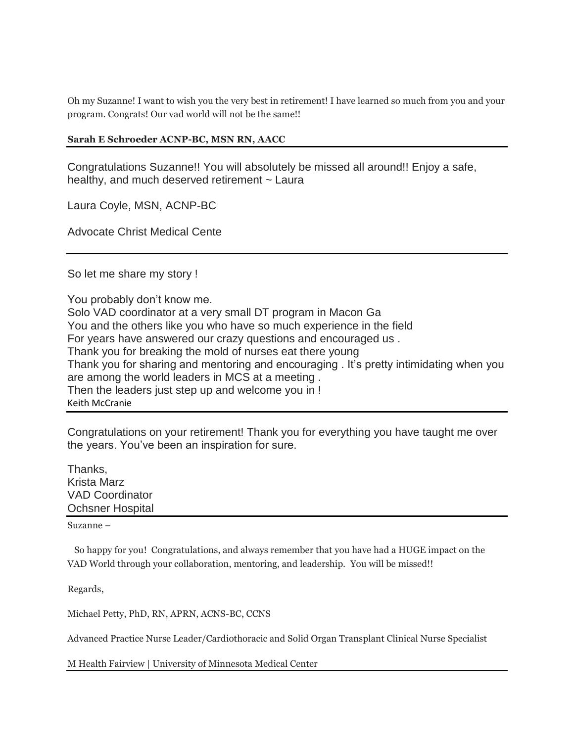Oh my Suzanne! I want to wish you the very best in retirement! I have learned so much from you and your program. Congrats! Our vad world will not be the same!!

**Sarah E Schroeder ACNP-BC, MSN RN, AACC**

---

Congratulations Suzanne!! You will absolutely be missed all around!! Enjoy a safe, healthy, and much deserved retirement ~ Laura

Laura Coyle, MSN, ACNP-BC

Advocate Christ Medical Cente

---

So let me share my story !

You probably don't know me.
Solo VAD coordinator at a very small DT program in Macon Ga
You and the others like you who have so much experience in the field
For years have answered our crazy questions and encouraged us .
Thank you for breaking the mold of nurses eat there young
Thank you for sharing and mentoring and encouraging . It's pretty intimidating when you are among the world leaders in MCS at a meeting .
Then the leaders just step up and welcome you in !
Keith McCranie

---

Congratulations on your retirement! Thank you for everything you have taught me over the years. You've been an inspiration for sure.

Thanks,
Krista Marz
VAD Coordinator
Ochsner Hospital

---

Suzanne –

So happy for you! Congratulations, and always remember that you have had a HUGE impact on the VAD World through your collaboration, mentoring, and leadership. You will be missed!!

Regards,

Michael Petty, PhD, RN, APRN, ACNS-BC, CCNS

Advanced Practice Nurse Leader/Cardiothoracic and Solid Organ Transplant Clinical Nurse Specialist

M Health Fairview | University of Minnesota Medical Center

---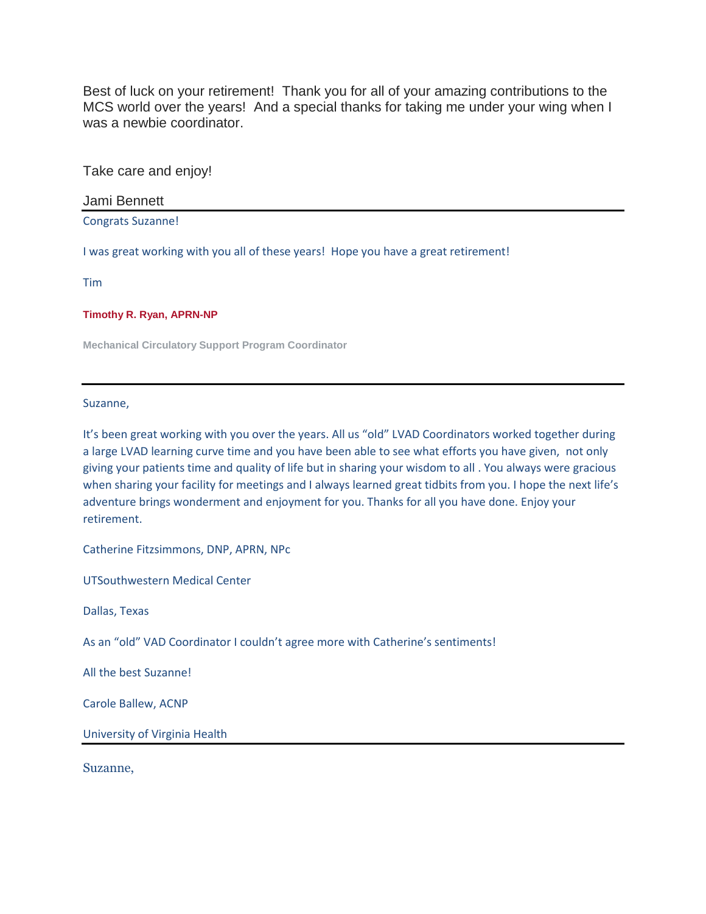Best of luck on your retirement!  Thank you for all of your amazing contributions to the MCS world over the years!  And a special thanks for taking me under your wing when I was a newbie coordinator.

Take care and enjoy!

Jami Bennett

---

Congrats Suzanne!

I was great working with you all of these years!  Hope you have a great retirement!

Tim

**Timothy R. Ryan, APRN-NP**

**Mechanical Circulatory Support Program Coordinator**

---

Suzanne,

It's been great working with you over the years. All us "old" LVAD Coordinators worked together during a large LVAD learning curve time and you have been able to see what efforts you have given,  not only giving your patients time and quality of life but in sharing your wisdom to all . You always were gracious when sharing your facility for meetings and I always learned great tidbits from you. I hope the next life's adventure brings wonderment and enjoyment for you. Thanks for all you have done. Enjoy your retirement.

Catherine Fitzsimmons, DNP, APRN, NPc

UTSouthwestern Medical Center

Dallas, Texas

As an "old" VAD Coordinator I couldn't agree more with Catherine's sentiments!

All the best Suzanne!

Carole Ballew, ACNP

University of Virginia Health

---

Suzanne,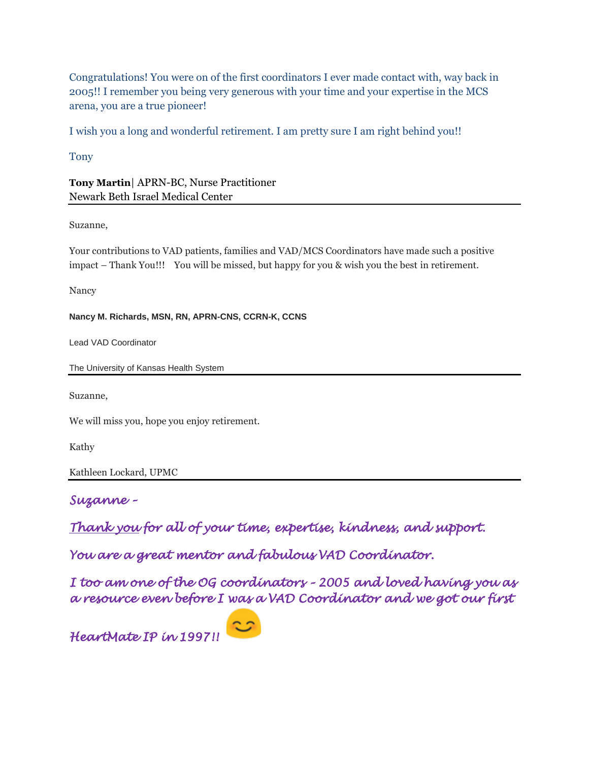Congratulations! You were on of the first coordinators I ever made contact with, way back in 2005!! I remember you being very generous with your time and your expertise in the MCS arena, you are a true pioneer!

I wish you a long and wonderful retirement. I am pretty sure I am right behind you!!

Tony

**Tony Martin**| APRN-BC, Nurse Practitioner
Newark Beth Israel Medical Center

---

Suzanne,

Your contributions to VAD patients, families and VAD/MCS Coordinators have made such a positive impact – Thank You!!! You will be missed, but happy for you & wish you the best in retirement.

Nancy

**Nancy M. Richards, MSN, RN, APRN-CNS, CCRN-K, CCNS**

Lead VAD Coordinator

The University of Kansas Health System

---

Suzanne,

We will miss you, hope you enjoy retirement.

Kathy

Kathleen Lockard, UPMC

---

*Suzanne –*

*Thank you for all of your time, expertise, kindness, and support.*

*You are a great mentor and fabulous VAD Coordinator.*

*I too am one of the OG coordinators – 2005 and loved having you as a resource even before I was a VAD Coordinator and we got our first HeartMate IP in 1997!!* 😊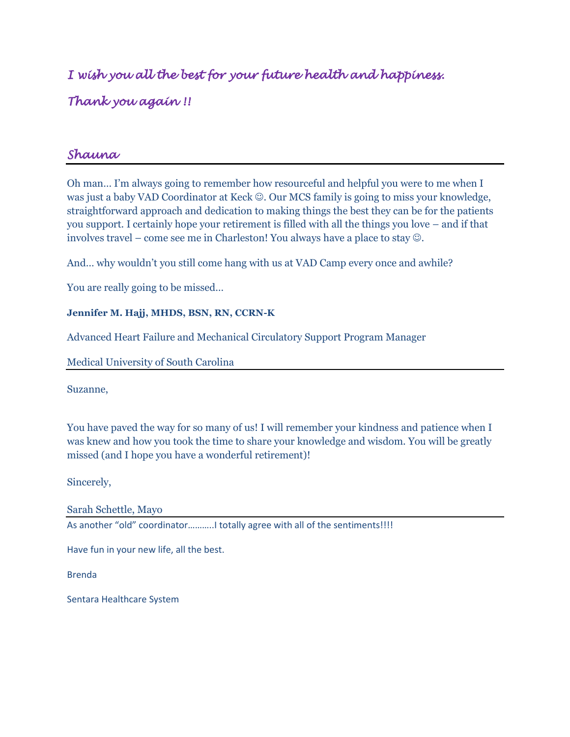*I wish you all the best for your future health and happiness.*

*Thank you again !!*

*Shauna*

---

Oh man… I'm always going to remember how resourceful and helpful you were to me when I was just a baby VAD Coordinator at Keck ☺. Our MCS family is going to miss your knowledge, straightforward approach and dedication to making things the best they can be for the patients you support. I certainly hope your retirement is filled with all the things you love – and if that involves travel – come see me in Charleston! You always have a place to stay ☺.

And… why wouldn't you still come hang with us at VAD Camp every once and awhile?

You are really going to be missed…

**Jennifer M. Hajj, MHDS, BSN, RN, CCRN-K**

Advanced Heart Failure and Mechanical Circulatory Support Program Manager

Medical University of South Carolina

---

Suzanne,

You have paved the way for so many of us! I will remember your kindness and patience when I was knew and how you took the time to share your knowledge and wisdom. You will be greatly missed (and I hope you have a wonderful retirement)!

Sincerely,

Sarah Schettle, Mayo

---

As another "old" coordinator……….I totally agree with all of the sentiments!!!!

Have fun in your new life, all the best.

Brenda

Sentara Healthcare System